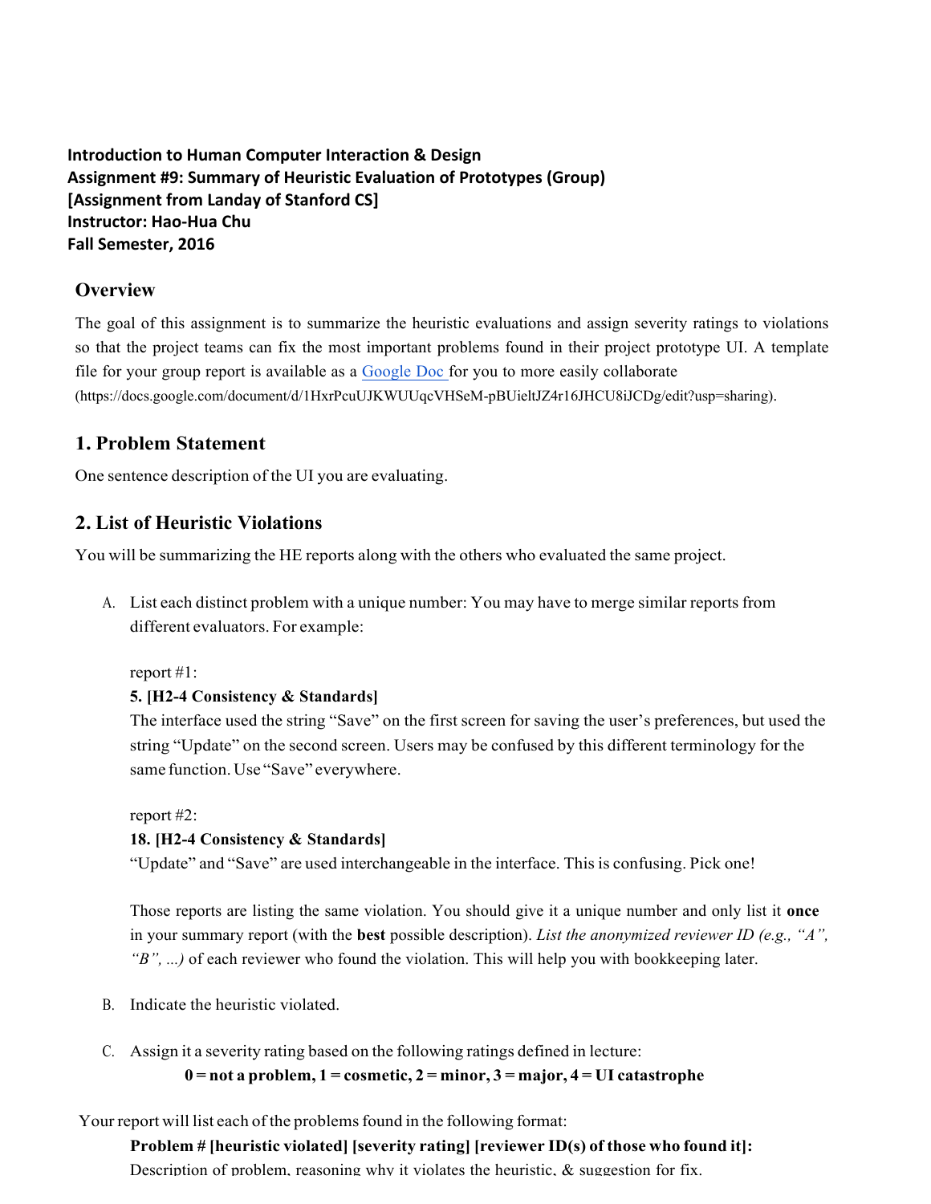**Introduction to Human Computer Interaction & Design**
**Assignment #9: Summary of Heuristic Evaluation of Prototypes (Group)**
**[Assignment from Landay of Stanford CS]**
**Instructor: Hao-Hua Chu**
**Fall Semester, 2016**

## Overview

The goal of this assignment is to summarize the heuristic evaluations and assign severity ratings to violations so that the project teams can fix the most important problems found in their project prototype UI. A template file for your group report is available as a [Google Doc](https://docs.google.com/document/d/1HxrPcuUJKWUUqcVHSeM-pBUieltJZ4r16JHCU8iJCDg/edit?usp=sharing) for you to more easily collaborate (https://docs.google.com/document/d/1HxrPcuUJKWUUqcVHSeM-pBUieltJZ4r16JHCU8iJCDg/edit?usp=sharing).

## 1. Problem Statement

One sentence description of the UI you are evaluating.

## 2. List of Heuristic Violations

You will be summarizing the HE reports along with the others who evaluated the same project.

A. List each distinct problem with a unique number: You may have to merge similar reports from different evaluators. For example:

   report #1:
   **5. [H2-4 Consistency & Standards]**
   The interface used the string "Save" on the first screen for saving the user's preferences, but used the string "Update" on the second screen. Users may be confused by this different terminology for the same function. Use "Save" everywhere.

   report #2:
   **18. [H2-4 Consistency & Standards]**
   "Update" and "Save" are used interchangeable in the interface. This is confusing. Pick one!

   Those reports are listing the same violation. You should give it a unique number and only list it **once** in your summary report (with the **best** possible description). *List the anonymized reviewer ID (e.g., "A", "B", ...)* of each reviewer who found the violation. This will help you with bookkeeping later.

B. Indicate the heuristic violated.

C. Assign it a severity rating based on the following ratings defined in lecture:
   **0 = not a problem, 1 = cosmetic, 2 = minor, 3 = major, 4 = UI catastrophe**

Your report will list each of the problems found in the following format:

**Problem # [heuristic violated] [severity rating] [reviewer ID(s) of those who found it]:**
Description of problem, reasoning why it violates the heuristic, & suggestion for fix.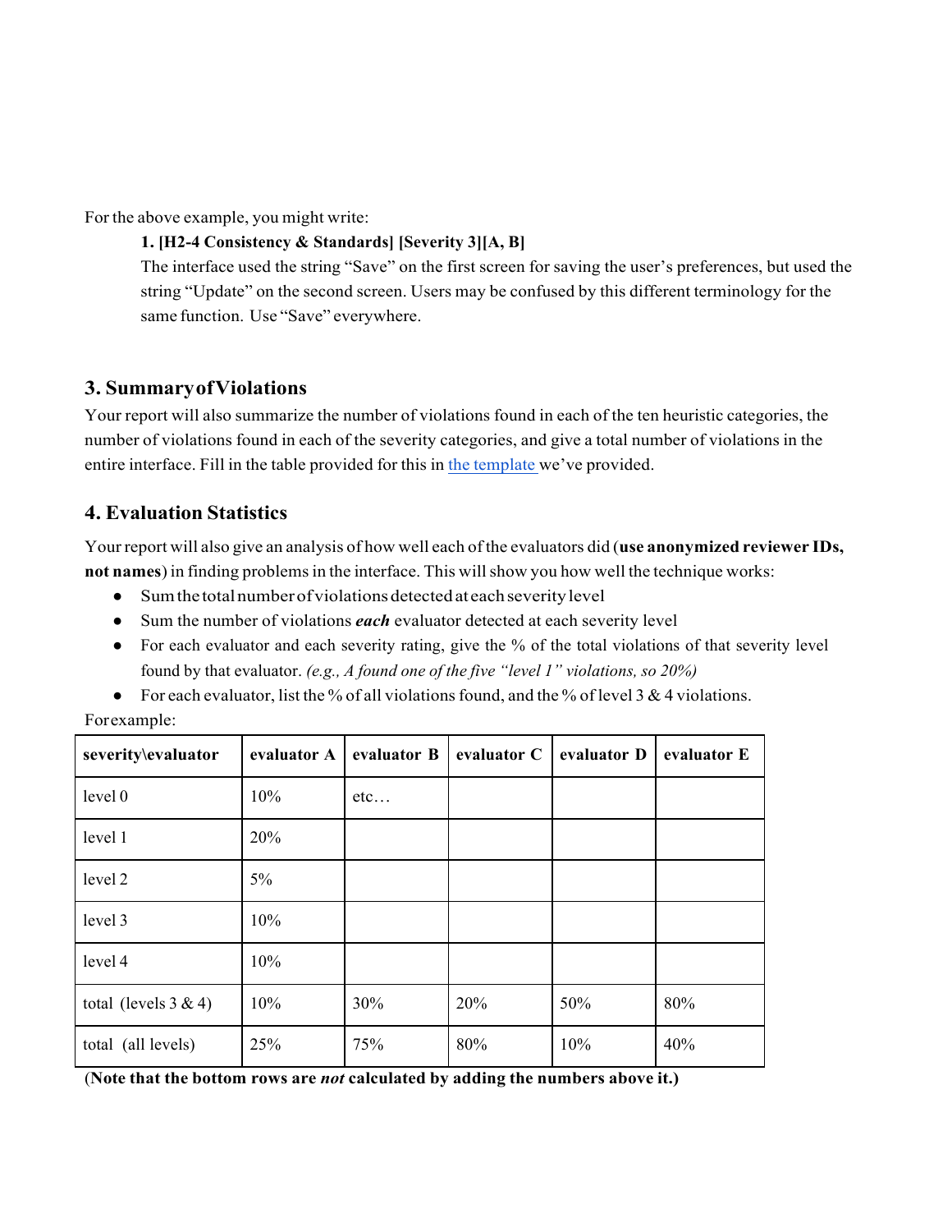For the above example, you might write:

**1. [H2-4 Consistency & Standards] [Severity 3][A, B]**

The interface used the string "Save" on the first screen for saving the user's preferences, but used the string "Update" on the second screen. Users may be confused by this different terminology for the same function. Use "Save" everywhere.

## 3. Summary of Violations

Your report will also summarize the number of violations found in each of the ten heuristic categories, the number of violations found in each of the severity categories, and give a total number of violations in the entire interface. Fill in the table provided for this in the template we've provided.

## 4. Evaluation Statistics

Your report will also give an analysis of how well each of the evaluators did (**use anonymized reviewer IDs, not names**) in finding problems in the interface. This will show you how well the technique works:

- Sum the total number of violations detected at each severity level
- Sum the number of violations ***each*** evaluator detected at each severity level
- For each evaluator and each severity rating, give the % of the total violations of that severity level found by that evaluator. *(e.g., A found one of the five "level 1" violations, so 20%)*
- For each evaluator, list the % of all violations found, and the % of level 3 & 4 violations.

For example:

| **severity\evaluator** | **evaluator A** | **evaluator B** | **evaluator C** | **evaluator D** | **evaluator E** |
|---|---|---|---|---|---|
| level 0 | 10% | etc… | | | |
| level 1 | 20% | | | | |
| level 2 | 5% | | | | |
| level 3 | 10% | | | | |
| level 4 | 10% | | | | |
| total (levels 3 & 4) | 10% | 30% | 20% | 50% | 80% |
| total (all levels) | 25% | 75% | 80% | 10% | 40% |

(**Note that the bottom rows are *not* calculated by adding the numbers above it.)**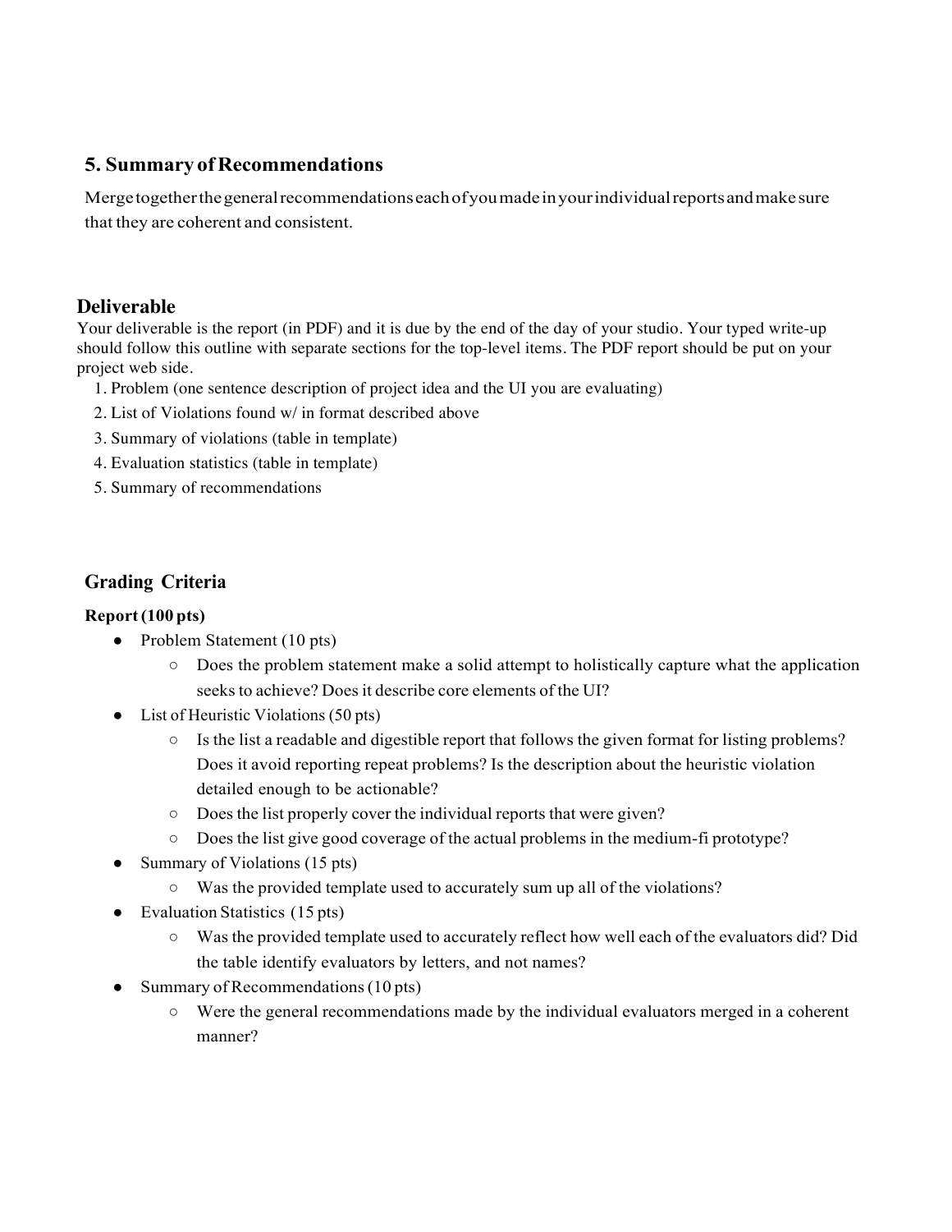### 5. Summary of Recommendations

Merge together the general recommendations each of you made in your individual reports and make sure that they are coherent and consistent.

### Deliverable

Your deliverable is the report (in PDF) and it is due by the end of the day of your studio. Your typed write-up should follow this outline with separate sections for the top-level items. The PDF report should be put on your project web side.

1. Problem (one sentence description of project idea and the UI you are evaluating)
2. List of Violations found w/ in format described above
3. Summary of violations (table in template)
4. Evaluation statistics (table in template)
5. Summary of recommendations

### Grading Criteria

**Report (100 pts)**

- Problem Statement (10 pts)
  - Does the problem statement make a solid attempt to holistically capture what the application seeks to achieve? Does it describe core elements of the UI?
- List of Heuristic Violations (50 pts)
  - Is the list a readable and digestible report that follows the given format for listing problems? Does it avoid reporting repeat problems? Is the description about the heuristic violation detailed enough to be actionable?
  - Does the list properly cover the individual reports that were given?
  - Does the list give good coverage of the actual problems in the medium-fi prototype?
- Summary of Violations (15 pts)
  - Was the provided template used to accurately sum up all of the violations?
- Evaluation Statistics (15 pts)
  - Was the provided template used to accurately reflect how well each of the evaluators did? Did the table identify evaluators by letters, and not names?
- Summary of Recommendations (10 pts)
  - Were the general recommendations made by the individual evaluators merged in a coherent manner?